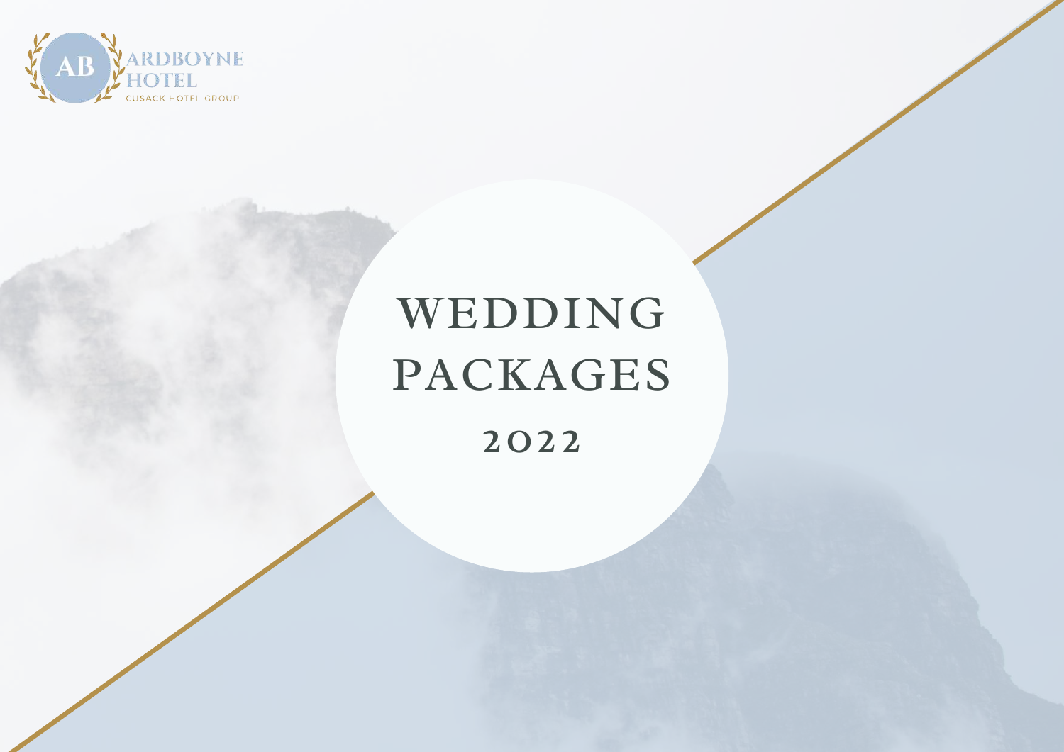AB ARDBOYNE HOTEL

CUSACK HOTEL GROUP

# WEDDING PACKAGES

## 2022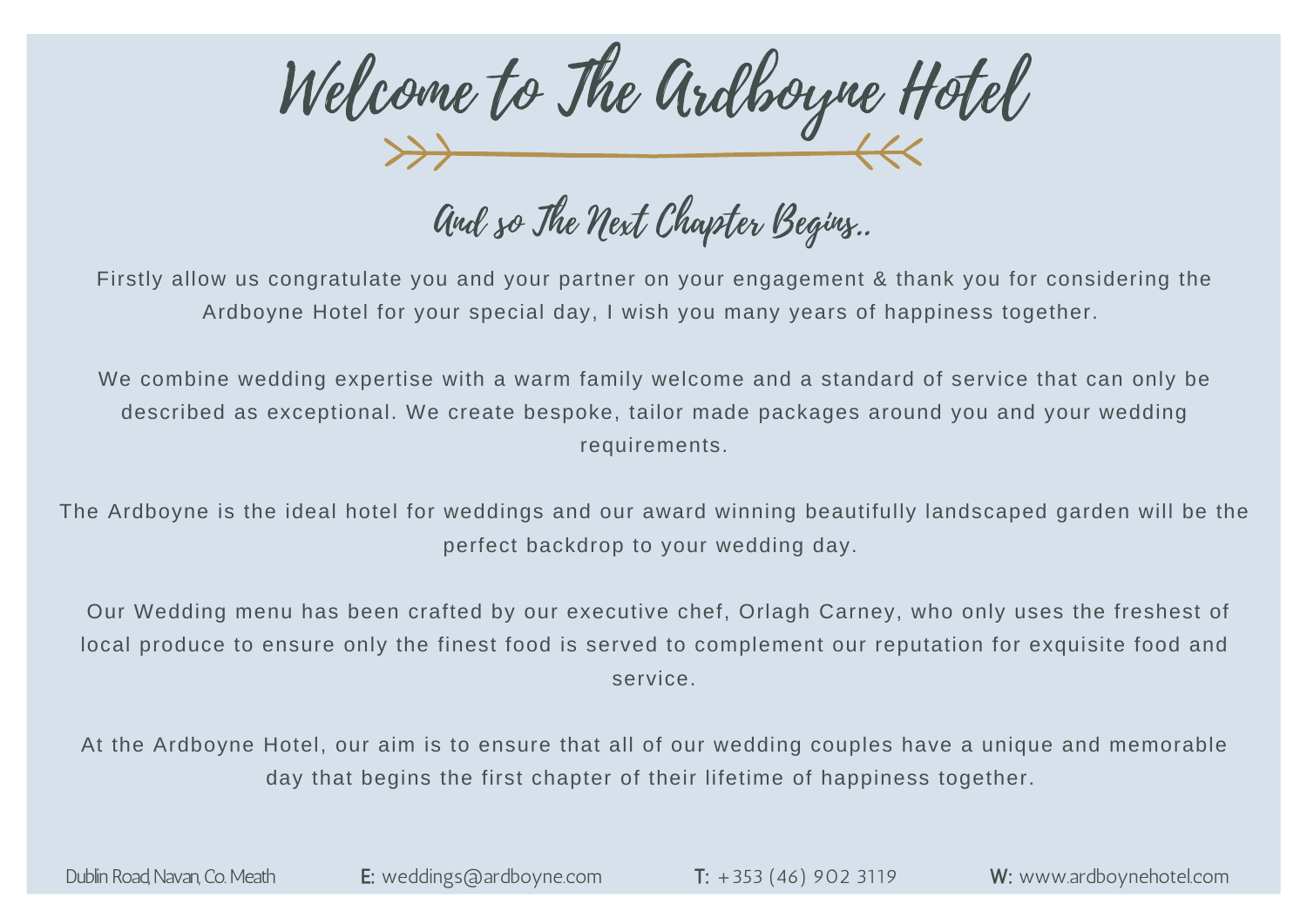# Welcome to The Ardboyne Hotel

## And so The Next Chapter Begins..

Firstly allow us congratulate you and your partner on your engagement & thank you for considering the Ardboyne Hotel for your special day, I wish you many years of happiness together.

We combine wedding expertise with a warm family welcome and a standard of service that can only be described as exceptional. We create bespoke, tailor made packages around you and your wedding requirements.

The Ardboyne is the ideal hotel for weddings and our award winning beautifully landscaped garden will be the perfect backdrop to your wedding day.

Our Wedding menu has been crafted by our executive chef, Orlagh Carney, who only uses the freshest of local produce to ensure only the finest food is served to complement our reputation for exquisite food and service.

At the Ardboyne Hotel, our aim is to ensure that all of our wedding couples have a unique and memorable day that begins the first chapter of their lifetime of happiness together.

Dublin Road, Navan, Co. Meath **E:** weddings@ardboyne.com **T:** +353 (46) 902 3119 **W:** www.ardboynehotel.com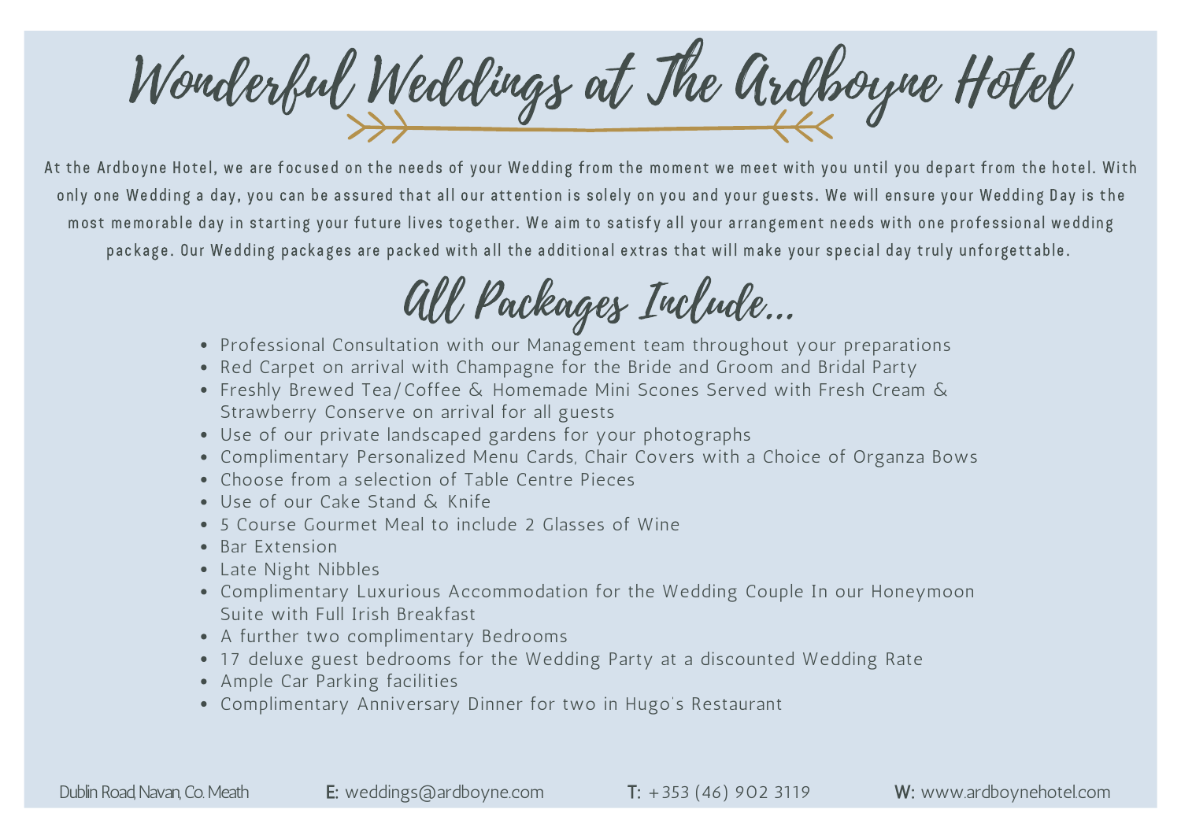# Wonderful Weddings at The Ardboyne Hotel

At the Ardboyne Hotel, we are focused on the needs of your Wedding from the moment we meet with you until you depart from the hotel. With only one Wedding a day, you can be assured that all our attention is solely on you and your guests. We will ensure your Wedding Day is the most memorable day in starting your future lives together. We aim to satisfy all your arrangement needs with one professional wedding package. Our Wedding packages are packed with all the additional extras that will make your special day truly unforgettable.

## All Packages Include...

- Professional Consultation with our Management team throughout your preparations
- Red Carpet on arrival with Champagne for the Bride and Groom and Bridal Party
- Freshly Brewed Tea/Coffee & Homemade Mini Scones Served with Fresh Cream & Strawberry Conserve on arrival for all guests
- Use of our private landscaped gardens for your photographs
- Complimentary Personalized Menu Cards, Chair Covers with a Choice of Organza Bows
- Choose from a selection of Table Centre Pieces
- Use of our Cake Stand & Knife
- 5 Course Gourmet Meal to include 2 Glasses of Wine
- Bar Extension
- Late Night Nibbles
- Complimentary Luxurious Accommodation for the Wedding Couple In our Honeymoon Suite with Full Irish Breakfast
- A further two complimentary Bedrooms
- 17 deluxe guest bedrooms for the Wedding Party at a discounted Wedding Rate
- Ample Car Parking facilities
- Complimentary Anniversary Dinner for two in Hugo's Restaurant

Dublin Road, Navan, Co. Meath **E:** weddings@ardboyne.com **T:** +353 (46) 902 3119 **W:** www.ardboynehotel.com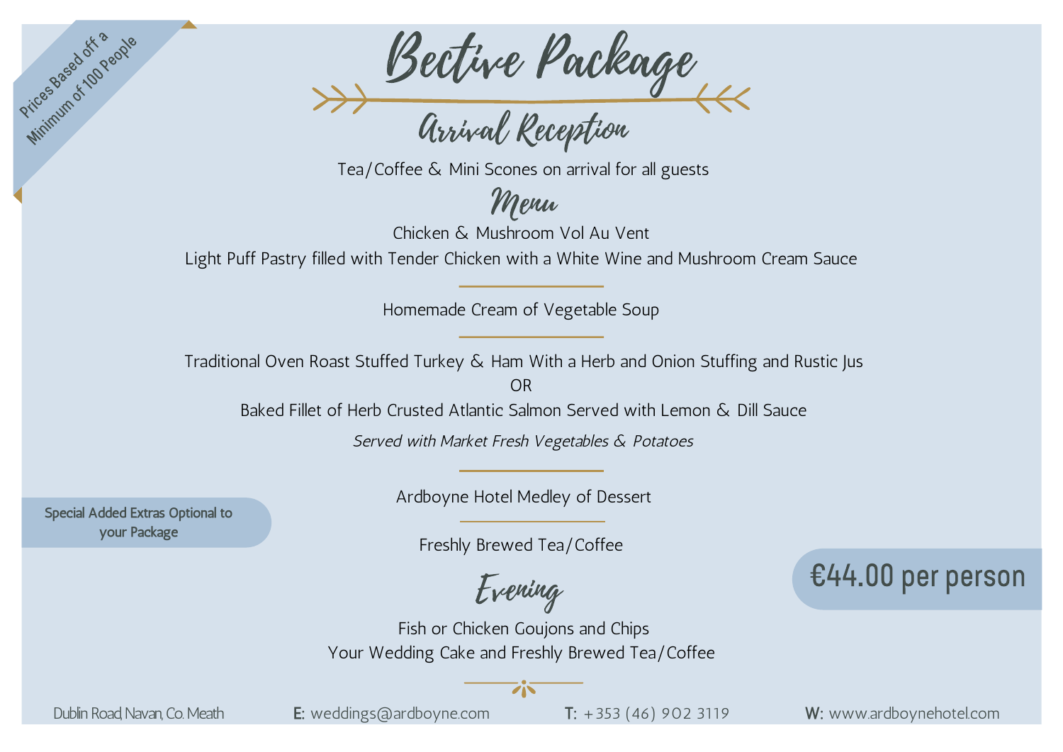Prices Based off a Minimum of 100 People

# Bective Package

## Arrival Reception

Tea/Coffee & Mini Scones on arrival for all guests

## Menu

Chicken & Mushroom Vol Au Vent

Light Puff Pastry filled with Tender Chicken with a White Wine and Mushroom Cream Sauce

---

Homemade Cream of Vegetable Soup

---

Traditional Oven Roast Stuffed Turkey & Ham With a Herb and Onion Stuffing and Rustic Jus

OR

Baked Fillet of Herb Crusted Atlantic Salmon Served with Lemon & Dill Sauce

*Served with Market Fresh Vegetables & Potatoes*

---

Ardboyne Hotel Medley of Dessert

---

Freshly Brewed Tea/Coffee

Special Added Extras Optional to your Package

€44.00 per person

## Evening

Fish or Chicken Goujons and Chips

Your Wedding Cake and Freshly Brewed Tea/Coffee

Dublin Road, Navan, Co. Meath | **E:** weddings@ardboyne.com | **T:** +353 (46) 902 3119 | **W:** www.ardboynehotel.com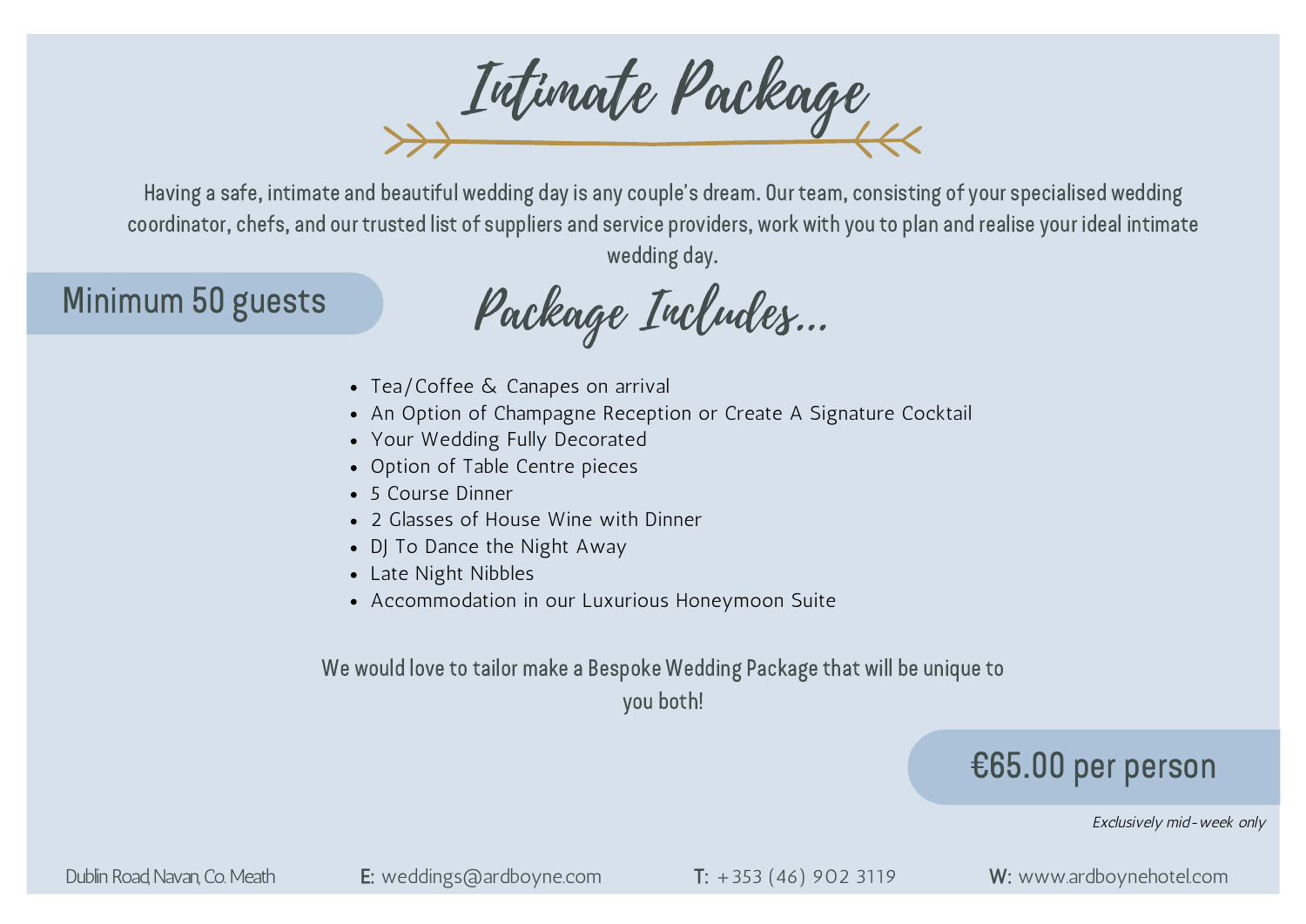# Intimate Package

Having a safe, intimate and beautiful wedding day is any couple's dream. Our team, consisting of your specialised wedding coordinator, chefs, and our trusted list of suppliers and service providers, work with you to plan and realise your ideal intimate wedding day.

**Minimum 50 guests**

## Package Includes...

- Tea/Coffee & Canapes on arrival
- An Option of Champagne Reception or Create A Signature Cocktail
- Your Wedding Fully Decorated
- Option of Table Centre pieces
- 5 Course Dinner
- 2 Glasses of House Wine with Dinner
- DJ To Dance the Night Away
- Late Night Nibbles
- Accommodation in our Luxurious Honeymoon Suite

We would love to tailor make a Bespoke Wedding Package that will be unique to you both!

**€65.00 per person**

*Exclusively mid-week only*

Dublin Road, Navan, Co. Meath | **E:** weddings@ardboyne.com | **T:** +353 (46) 902 3119 | **W:** www.ardboynehotel.com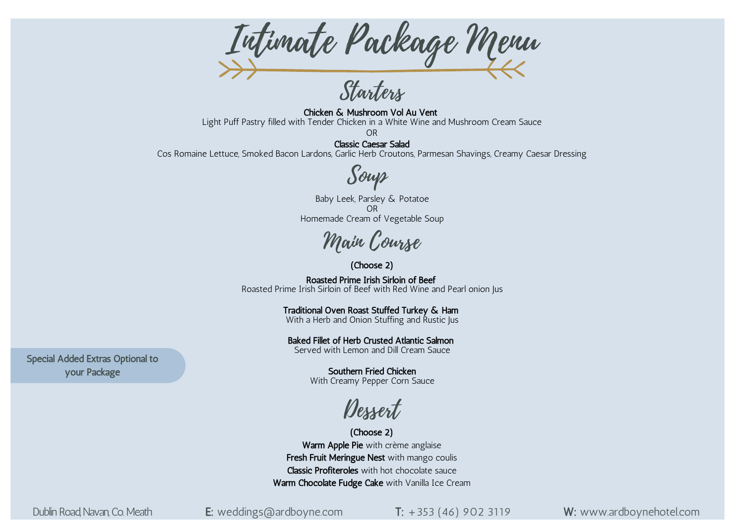# Intimate Package Menu

## Starters

**Chicken & Mushroom Vol Au Vent**
Light Puff Pastry filled with Tender Chicken in a White Wine and Mushroom Cream Sauce

OR

**Classic Caesar Salad**
Cos Romaine Lettuce, Smoked Bacon Lardons, Garlic Herb Croutons, Parmesan Shavings, Creamy Caesar Dressing

## Soup

Baby Leek, Parsley & Potatoe
OR
Homemade Cream of Vegetable Soup

## Main Course

(Choose 2)

**Roasted Prime Irish Sirloin of Beef**
Roasted Prime Irish Sirloin of Beef with Red Wine and Pearl onion Jus

**Traditional Oven Roast Stuffed Turkey & Ham**
With a Herb and Onion Stuffing and Rustic Jus

**Baked Fillet of Herb Crusted Atlantic Salmon**
Served with Lemon and Dill Cream Sauce

**Southern Fried Chicken**
With Creamy Pepper Corn Sauce

Special Added Extras Optional to your Package

## Dessert

(Choose 2)

**Warm Apple Pie** with crème anglaise
**Fresh Fruit Meringue Nest** with mango coulis
**Classic Profiteroles** with hot chocolate sauce
**Warm Chocolate Fudge Cake** with Vanilla Ice Cream

Dublin Road, Navan, Co. Meath | **E:** weddings@ardboyne.com | **T:** +353 (46) 902 3119 | **W:** www.ardboynehotel.com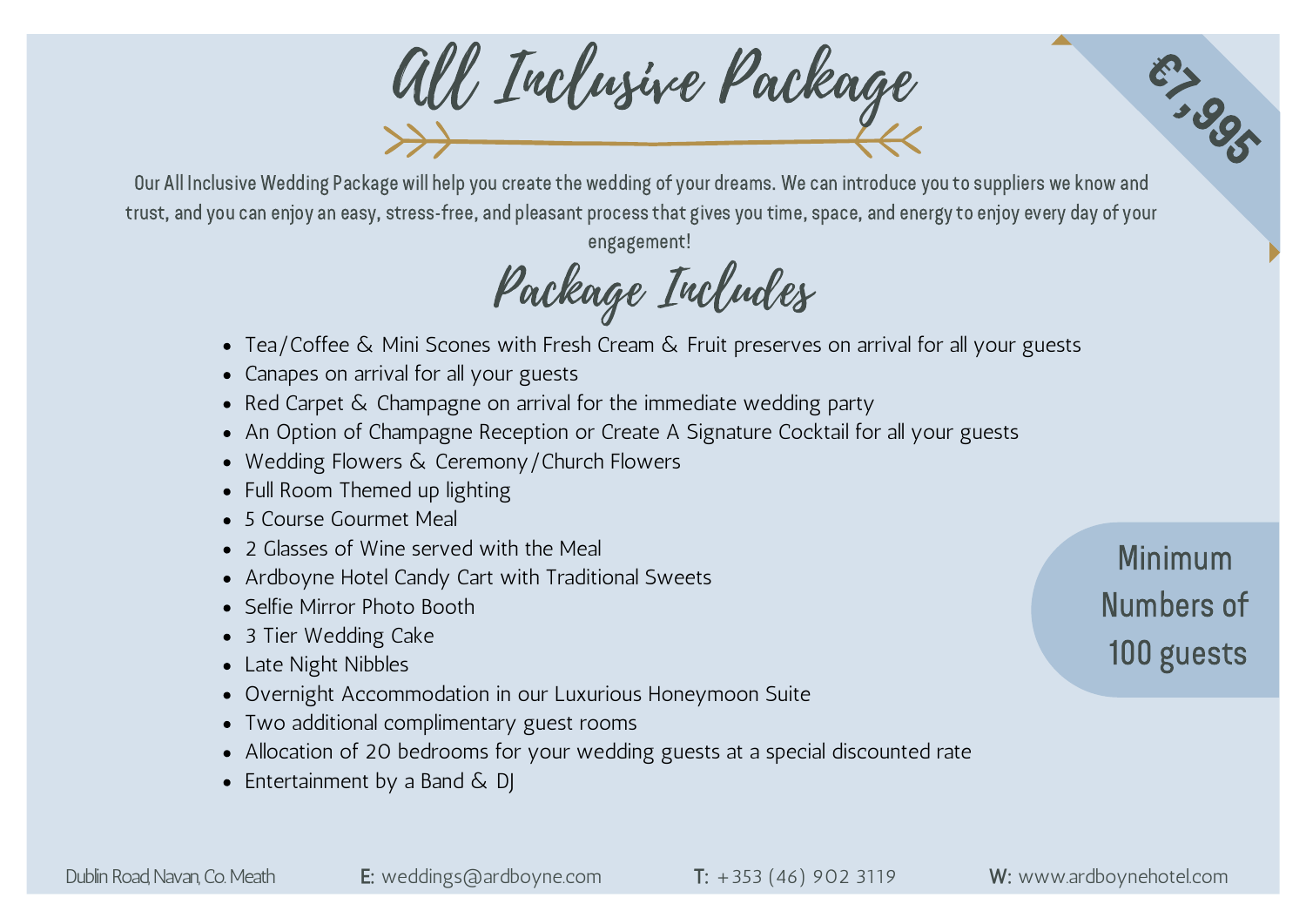# All Inclusive Package

**€7,995**

Our All Inclusive Wedding Package will help you create the wedding of your dreams. We can introduce you to suppliers we know and trust, and you can enjoy an easy, stress-free, and pleasant process that gives you time, space, and energy to enjoy every day of your engagement!

## Package Includes

- Tea/Coffee & Mini Scones with Fresh Cream & Fruit preserves on arrival for all your guests
- Canapes on arrival for all your guests
- Red Carpet & Champagne on arrival for the immediate wedding party
- An Option of Champagne Reception or Create A Signature Cocktail for all your guests
- Wedding Flowers & Ceremony/Church Flowers
- Full Room Themed up lighting
- 5 Course Gourmet Meal
- 2 Glasses of Wine served with the Meal
- Ardboyne Hotel Candy Cart with Traditional Sweets
- Selfie Mirror Photo Booth
- 3 Tier Wedding Cake
- Late Night Nibbles
- Overnight Accommodation in our Luxurious Honeymoon Suite
- Two additional complimentary guest rooms
- Allocation of 20 bedrooms for your wedding guests at a special discounted rate
- Entertainment by a Band & DJ

Minimum Numbers of 100 guests

Dublin Road, Navan, Co. Meath | **E:** weddings@ardboyne.com | **T:** +353 (46) 902 3119 | **W:** www.ardboynehotel.com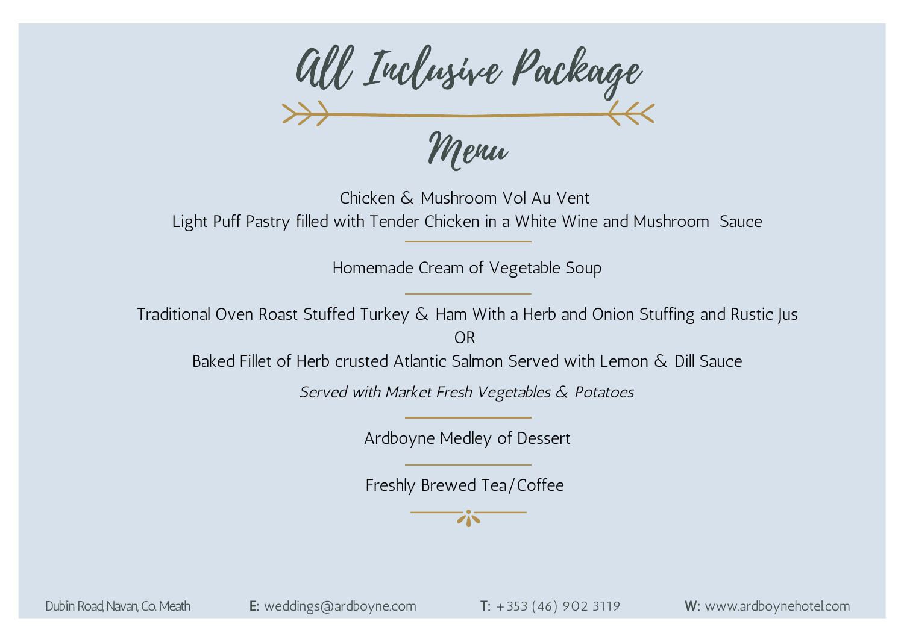# All Inclusive Package

## Menu

Chicken & Mushroom Vol Au Vent
Light Puff Pastry filled with Tender Chicken in a White Wine and Mushroom Sauce

---

Homemade Cream of Vegetable Soup

---

Traditional Oven Roast Stuffed Turkey & Ham With a Herb and Onion Stuffing and Rustic Jus
OR
Baked Fillet of Herb crusted Atlantic Salmon Served with Lemon & Dill Sauce

*Served with Market Fresh Vegetables & Potatoes*

---

Ardboyne Medley of Dessert

---

Freshly Brewed Tea/Coffee

Dublin Road, Navan, Co. Meath | **E:** weddings@ardboyne.com | **T:** +353 (46) 902 3119 | **W:** www.ardboynehotel.com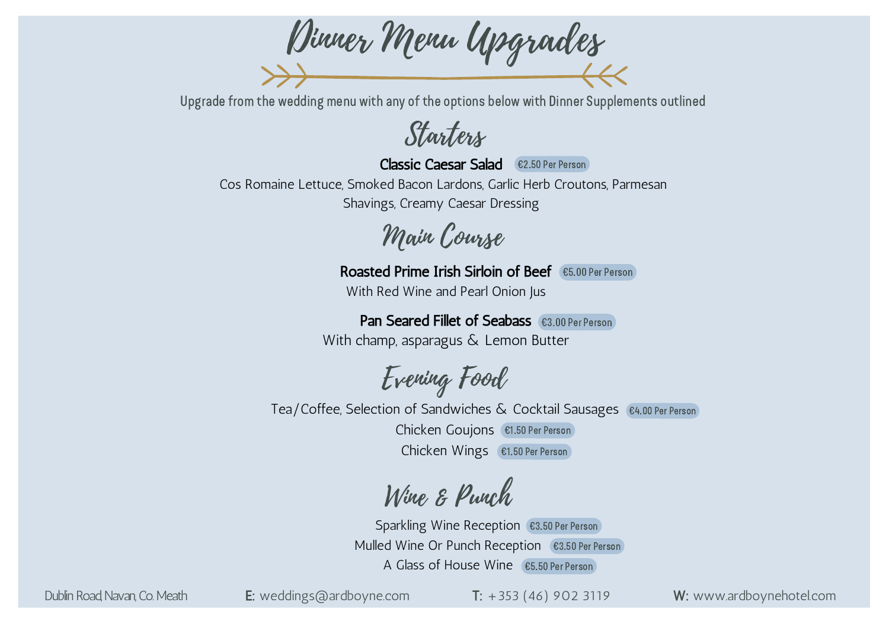# Dinner Menu Upgrades

Upgrade from the wedding menu with any of the options below with Dinner Supplements outlined

## Starters

**Classic Caesar Salad** €2.50 Per Person

Cos Romaine Lettuce, Smoked Bacon Lardons, Garlic Herb Croutons, Parmesan Shavings, Creamy Caesar Dressing

## Main Course

**Roasted Prime Irish Sirloin of Beef** €5.00 Per Person

With Red Wine and Pearl Onion Jus

**Pan Seared Fillet of Seabass** €3.00 Per Person

With champ, asparagus & Lemon Butter

## Evening Food

Tea/Coffee, Selection of Sandwiches & Cocktail Sausages €4.00 Per Person

Chicken Goujons €1.50 Per Person

Chicken Wings €1.50 Per Person

## Wine & Punch

Sparkling Wine Reception €3.50 Per Person

Mulled Wine Or Punch Reception €3.50 Per Person

A Glass of House Wine €5.50 Per Person

Dublin Road, Navan, Co. Meath | **E:** weddings@ardboyne.com | **T:** +353 (46) 902 3119 | **W:** www.ardboynehotel.com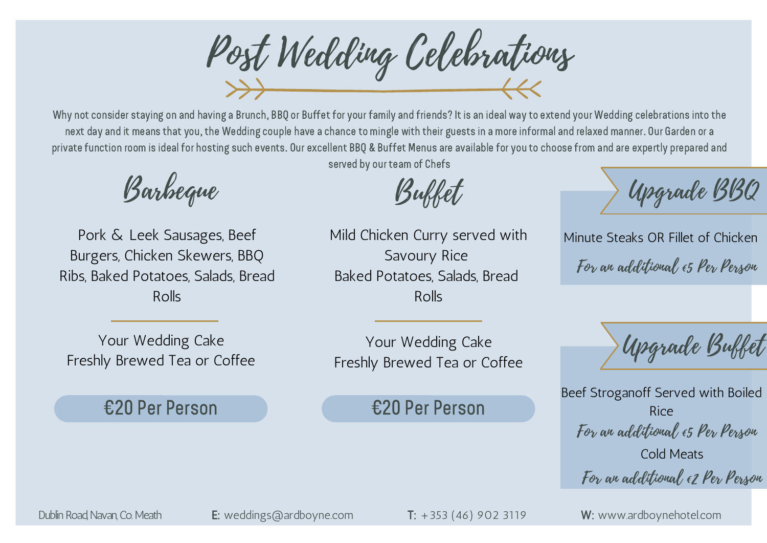# Post Wedding Celebrations

Why not consider staying on and having a Brunch, BBQ or Buffet for your family and friends? It is an ideal way to extend your Wedding celebrations into the next day and it means that you, the Wedding couple have a chance to mingle with their guests in a more informal and relaxed manner. Our Garden or a private function room is ideal for hosting such events. Our excellent BBQ & Buffet Menus are available for you to choose from and are expertly prepared and served by our team of Chefs

## Barbeque

Pork & Leek Sausages, Beef Burgers, Chicken Skewers, BBQ Ribs, Baked Potatoes, Salads, Bread Rolls

Your Wedding Cake
Freshly Brewed Tea or Coffee

**€20 Per Person**

## Buffet

Mild Chicken Curry served with Savoury Rice
Baked Potatoes, Salads, Bread Rolls

Your Wedding Cake
Freshly Brewed Tea or Coffee

**€20 Per Person**

## Upgrade BBQ

Minute Steaks OR Fillet of Chicken

*For an additional €5 Per Person*

## Upgrade Buffet

Beef Stroganoff Served with Boiled Rice

*For an additional €5 Per Person*

Cold Meats

*For an additional €2 Per Person*

Dublin Road, Navan, Co. Meath | **E:** weddings@ardboyne.com | **T:** +353 (46) 902 3119 | **W:** www.ardboynehotel.com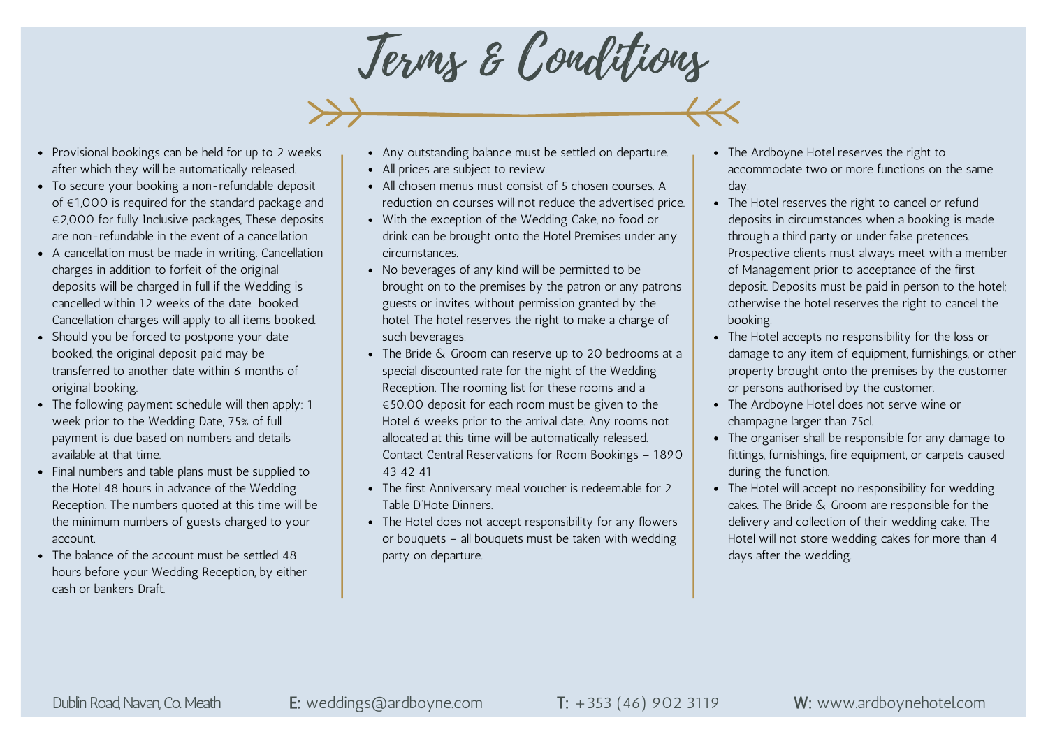# Terms & Conditions

- Provisional bookings can be held for up to 2 weeks after which they will be automatically released.
- To secure your booking a non-refundable deposit of €1,000 is required for the standard package and €2,000 for fully Inclusive packages, These deposits are non-refundable in the event of a cancellation
- A cancellation must be made in writing. Cancellation charges in addition to forfeit of the original deposits will be charged in full if the Wedding is cancelled within 12 weeks of the date booked. Cancellation charges will apply to all items booked.
- Should you be forced to postpone your date booked, the original deposit paid may be transferred to another date within 6 months of original booking.
- The following payment schedule will then apply: 1 week prior to the Wedding Date, 75% of full payment is due based on numbers and details available at that time.
- Final numbers and table plans must be supplied to the Hotel 48 hours in advance of the Wedding Reception. The numbers quoted at this time will be the minimum numbers of guests charged to your account.
- The balance of the account must be settled 48 hours before your Wedding Reception, by either cash or bankers Draft.
- Any outstanding balance must be settled on departure.
- All prices are subject to review.
- All chosen menus must consist of 5 chosen courses. A reduction on courses will not reduce the advertised price.
- With the exception of the Wedding Cake, no food or drink can be brought onto the Hotel Premises under any circumstances.
- No beverages of any kind will be permitted to be brought on to the premises by the patron or any patrons guests or invites, without permission granted by the hotel. The hotel reserves the right to make a charge of such beverages.
- The Bride & Groom can reserve up to 20 bedrooms at a special discounted rate for the night of the Wedding Reception. The rooming list for these rooms and a €50.00 deposit for each room must be given to the Hotel 6 weeks prior to the arrival date. Any rooms not allocated at this time will be automatically released. Contact Central Reservations for Room Bookings – 1890 43 42 41
- The first Anniversary meal voucher is redeemable for 2 Table D'Hote Dinners.
- The Hotel does not accept responsibility for any flowers or bouquets – all bouquets must be taken with wedding party on departure.
- The Ardboyne Hotel reserves the right to accommodate two or more functions on the same day.
- The Hotel reserves the right to cancel or refund deposits in circumstances when a booking is made through a third party or under false pretences. Prospective clients must always meet with a member of Management prior to acceptance of the first deposit. Deposits must be paid in person to the hotel; otherwise the hotel reserves the right to cancel the booking.
- The Hotel accepts no responsibility for the loss or damage to any item of equipment, furnishings, or other property brought onto the premises by the customer or persons authorised by the customer.
- The Ardboyne Hotel does not serve wine or champagne larger than 75cl.
- The organiser shall be responsible for any damage to fittings, furnishings, fire equipment, or carpets caused during the function.
- The Hotel will accept no responsibility for wedding cakes. The Bride & Groom are responsible for the delivery and collection of their wedding cake. The Hotel will not store wedding cakes for more than 4 days after the wedding.

Dublin Road, Navan, Co. Meath **E:** weddings@ardboyne.com **T:** +353 (46) 902 3119 **W:** www.ardboynehotel.com